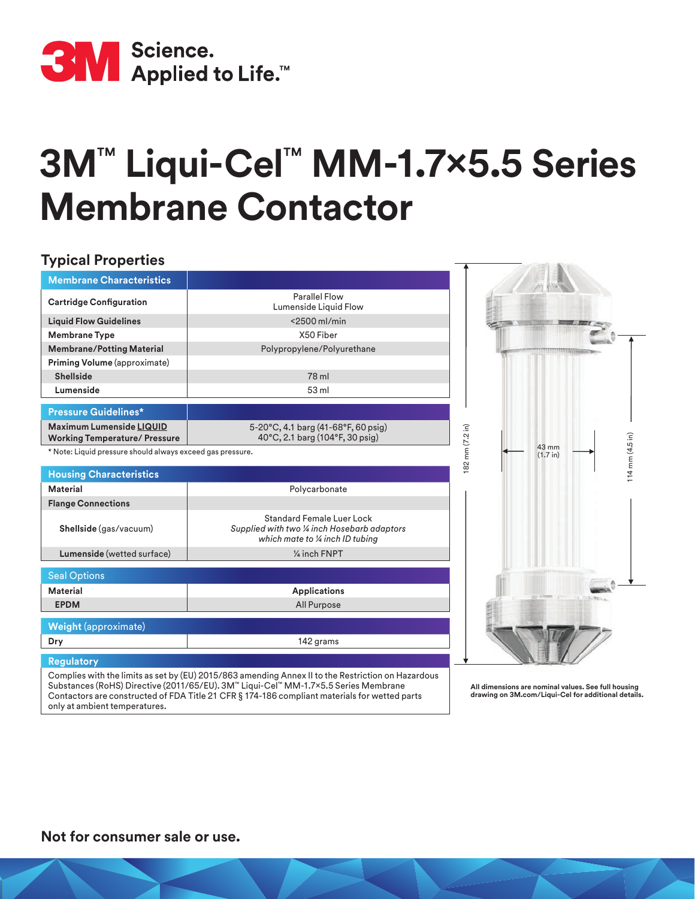3M Science. Applied to Life.™

# 3M™ Liqui-Cel™ MM-1.7×5.5 Series Membrane Contactor

## Typical Properties

| Membrane Characteristics | |
|---|---|
| **Cartridge Configuration** | Parallel Flow<br>Lumenside Liquid Flow |
| **Liquid Flow Guidelines** | <2500 ml/min |
| **Membrane Type** | X50 Fiber |
| **Membrane/Potting Material** | Polypropylene/Polyurethane |
| **Priming Volume** (approximate) | |
| **Shellside** | 78 ml |
| **Lumenside** | 53 ml |

| Pressure Guidelines* | |
|---|---|
| **Maximum Lumenside LIQUID Working Temperature/ Pressure** | 5-20°C, 4.1 barg (41-68°F, 60 psig)<br>40°C, 2.1 barg (104°F, 30 psig) |

* Note: Liquid pressure should always exceed gas pressure.

| Housing Characteristics | |
|---|---|
| **Material** | Polycarbonate |
| **Flange Connections** | |
| **Shellside** (gas/vacuum) | Standard Female Luer Lock<br>*Supplied with two ¼ inch Hosebarb adaptors which mate to ¼ inch ID tubing* |
| **Lumenside** (wetted surface) | ¼ inch FNPT |

| Seal Options | |
|---|---|
| **Material** | **Applications** |
| **EPDM** | All Purpose |

| **Weight** (approximate) | |
|---|---|
| **Dry** | 142 grams |

**Regulatory**

Complies with the limits as set by (EU) 2015/863 amending Annex II to the Restriction on Hazardous Substances (RoHS) Directive (2011/65/EU). 3M™ Liqui-Cel™ MM-1.7×5.5 Series Membrane Contactors are constructed of FDA Title 21 CFR § 174-186 compliant materials for wetted parts only at ambient temperatures.

182 mm (7.2 in)

43 mm (1.7 in)

114 mm (4.5 in)

**All dimensions are nominal values. See full housing drawing on 3M.com/Liqui-Cel for additional details.**

**Not for consumer sale or use.**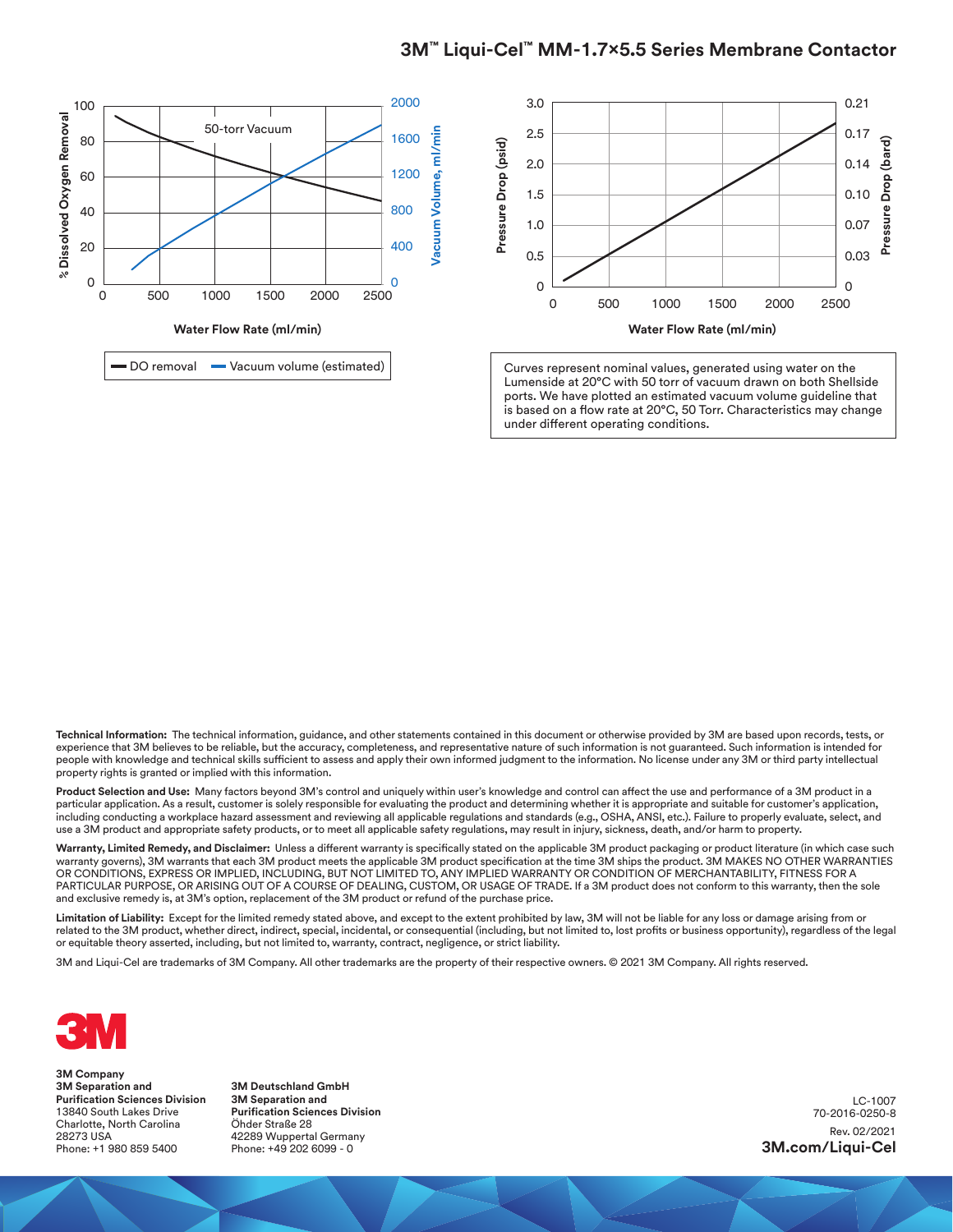# 3M™ Liqui-Cel™ MM-1.7×5.5 Series Membrane Contactor

% Dissolved Oxygen Removal

100
80
60
40
20
0

0
500
1000
1500
2000
2500

50-torr Vacuum

Vacuum Volume, ml/min

2000
1600
1200
800
400
0

Water Flow Rate (ml/min)

DO removal
Vacuum volume (estimated)

Pressure Drop (psid)

3.0
2.5
2.0
1.5
1.0
0.5
0

Pressure Drop (bard)

0.21
0.17
0.14
0.10
0.07
0.03
0

0
500
1000
1500
2000
2500

Water Flow Rate (ml/min)

Curves represent nominal values, generated using water on the Lumenside at 20°C with 50 torr of vacuum drawn on both Shellside ports. We have plotted an estimated vacuum volume guideline that is based on a flow rate at 20°C, 50 Torr. Characteristics may change under different operating conditions.

**Technical Information:** The technical information, guidance, and other statements contained in this document or otherwise provided by 3M are based upon records, tests, or experience that 3M believes to be reliable, but the accuracy, completeness, and representative nature of such information is not guaranteed. Such information is intended for people with knowledge and technical skills sufficient to assess and apply their own informed judgment to the information. No license under any 3M or third party intellectual property rights is granted or implied with this information.

**Product Selection and Use:** Many factors beyond 3M's control and uniquely within user's knowledge and control can affect the use and performance of a 3M product in a particular application. As a result, customer is solely responsible for evaluating the product and determining whether it is appropriate and suitable for customer's application, including conducting a workplace hazard assessment and reviewing all applicable regulations and standards (e.g., OSHA, ANSI, etc.). Failure to properly evaluate, select, and use a 3M product and appropriate safety products, or to meet all applicable safety regulations, may result in injury, sickness, death, and/or harm to property.

**Warranty, Limited Remedy, and Disclaimer:** Unless a different warranty is specifically stated on the applicable 3M product packaging or product literature (in which case such warranty governs), 3M warrants that each 3M product meets the applicable 3M product specification at the time 3M ships the product. 3M MAKES NO OTHER WARRANTIES OR CONDITIONS, EXPRESS OR IMPLIED, INCLUDING, BUT NOT LIMITED TO, ANY IMPLIED WARRANTY OR CONDITION OF MERCHANTABILITY, FITNESS FOR A PARTICULAR PURPOSE, OR ARISING OUT OF A COURSE OF DEALING, CUSTOM, OR USAGE OF TRADE. If a 3M product does not conform to this warranty, then the sole and exclusive remedy is, at 3M's option, replacement of the 3M product or refund of the purchase price.

**Limitation of Liability:** Except for the limited remedy stated above, and except to the extent prohibited by law, 3M will not be liable for any loss or damage arising from or related to the 3M product, whether direct, indirect, special, incidental, or consequential (including, but not limited to, lost profits or business opportunity), regardless of the legal or equitable theory asserted, including, but not limited to, warranty, contract, negligence, or strict liability.

3M and Liqui-Cel are trademarks of 3M Company. All other trademarks are the property of their respective owners. © 2021 3M Company. All rights reserved.

**3M Company**
**3M Separation and**
**Purification Sciences Division**
13840 South Lakes Drive
Charlotte, North Carolina
28273 USA
Phone: +1 980 859 5400

**3M Deutschland GmbH**
**3M Separation and**
**Purification Sciences Division**
Öhder Straße 28
42289 Wuppertal Germany
Phone: +49 202 6099 - 0

LC-1007
70-2016-0250-8
Rev. 02/2021
**3M.com/Liqui-Cel**